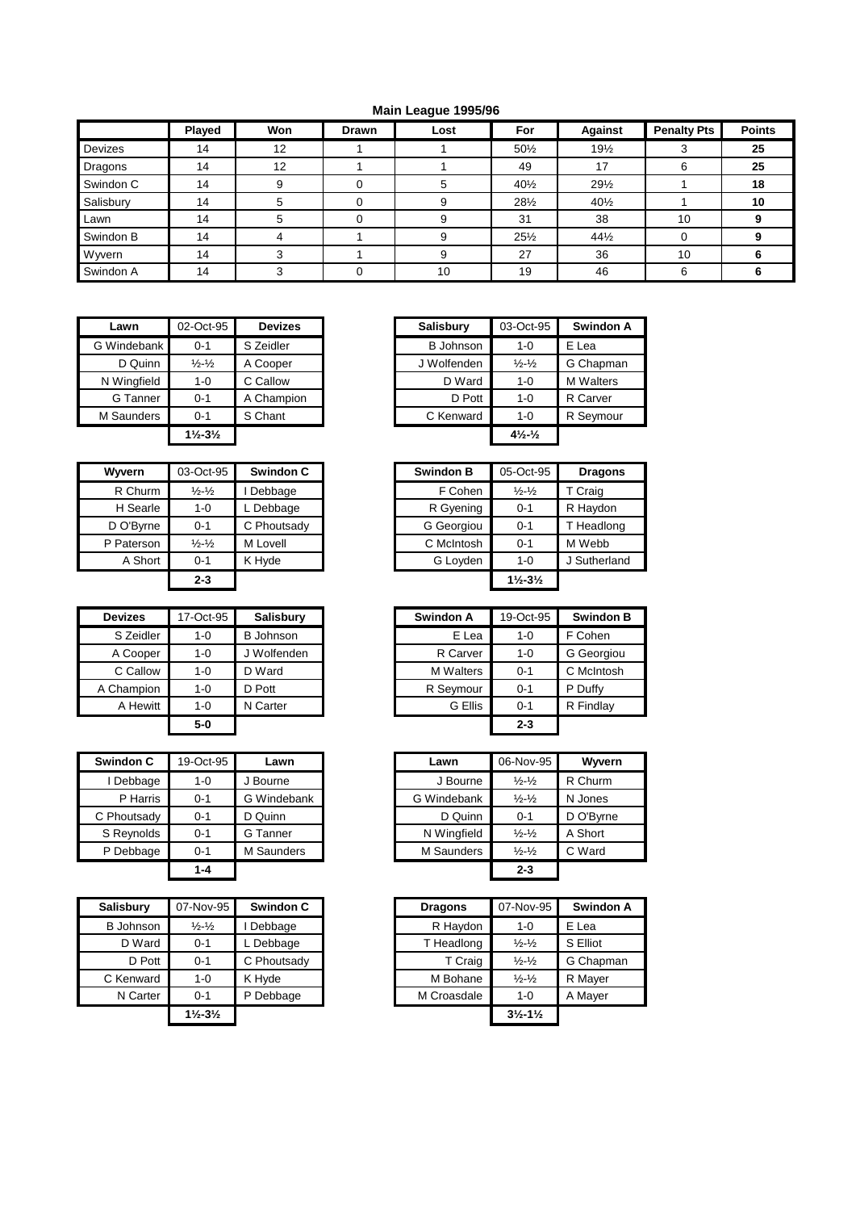## Main League 1995/96

| | Played | Won | Drawn | Lost | For | Against | Penalty Pts | Points |
|---|---|---|---|---|---|---|---|---|
| Devizes | 14 | 12 | 1 | 1 | 50½ | 19½ | 3 | **25** |
| Dragons | 14 | 12 | 1 | 1 | 49 | 17 | 6 | **25** |
| Swindon C | 14 | 9 | 0 | 5 | 40½ | 29½ | 1 | **18** |
| Salisbury | 14 | 5 | 0 | 9 | 28½ | 40½ | 1 | **10** |
| Lawn | 14 | 5 | 0 | 9 | 31 | 38 | 10 | **9** |
| Swindon B | 14 | 4 | 1 | 9 | 25½ | 44½ | 0 | **9** |
| Wyvern | 14 | 3 | 1 | 9 | 27 | 36 | 10 | **6** |
| Swindon A | 14 | 3 | 0 | 10 | 19 | 46 | 6 | **6** |

| Lawn | 02-Oct-95 | Devizes |
|---|---|---|
| G Windebank | 0-1 | S Zeidler |
| D Quinn | ½-½ | A Cooper |
| N Wingfield | 1-0 | C Callow |
| G Tanner | 0-1 | A Champion |
| M Saunders | 0-1 | S Chant |
| | **1½-3½** | |

| Salisbury | 03-Oct-95 | Swindon A |
|---|---|---|
| B Johnson | 1-0 | E Lea |
| J Wolfenden | ½-½ | G Chapman |
| D Ward | 1-0 | M Walters |
| D Pott | 1-0 | R Carver |
| C Kenward | 1-0 | R Seymour |
| | **4½-½** | |

| Wyvern | 03-Oct-95 | Swindon C |
|---|---|---|
| R Churm | ½-½ | I Debbage |
| H Searle | 1-0 | L Debbage |
| D O'Byrne | 0-1 | C Phoutsady |
| P Paterson | ½-½ | M Lovell |
| A Short | 0-1 | K Hyde |
| | **2-3** | |

| Swindon B | 05-Oct-95 | Dragons |
|---|---|---|
| F Cohen | ½-½ | T Craig |
| R Gyening | 0-1 | R Haydon |
| G Georgiou | 0-1 | T Headlong |
| C McIntosh | 0-1 | M Webb |
| G Loyden | 1-0 | J Sutherland |
| | **1½-3½** | |

| Devizes | 17-Oct-95 | Salisbury |
|---|---|---|
| S Zeidler | 1-0 | B Johnson |
| A Cooper | 1-0 | J Wolfenden |
| C Callow | 1-0 | D Ward |
| A Champion | 1-0 | D Pott |
| A Hewitt | 1-0 | N Carter |
| | **5-0** | |

| Swindon A | 19-Oct-95 | Swindon B |
|---|---|---|
| E Lea | 1-0 | F Cohen |
| R Carver | 1-0 | G Georgiou |
| M Walters | 0-1 | C McIntosh |
| R Seymour | 0-1 | P Duffy |
| G Ellis | 0-1 | R Findlay |
| | **2-3** | |

| Swindon C | 19-Oct-95 | Lawn |
|---|---|---|
| I Debbage | 1-0 | J Bourne |
| P Harris | 0-1 | G Windebank |
| C Phoutsady | 0-1 | D Quinn |
| S Reynolds | 0-1 | G Tanner |
| P Debbage | 0-1 | M Saunders |
| | **1-4** | |

| Lawn | 06-Nov-95 | Wyvern |
|---|---|---|
| J Bourne | ½-½ | R Churm |
| G Windebank | ½-½ | N Jones |
| D Quinn | 0-1 | D O'Byrne |
| N Wingfield | ½-½ | A Short |
| M Saunders | ½-½ | C Ward |
| | **2-3** | |

| Salisbury | 07-Nov-95 | Swindon C |
|---|---|---|
| B Johnson | ½-½ | I Debbage |
| D Ward | 0-1 | L Debbage |
| D Pott | 0-1 | C Phoutsady |
| C Kenward | 1-0 | K Hyde |
| N Carter | 0-1 | P Debbage |
| | **1½-3½** | |

| Dragons | 07-Nov-95 | Swindon A |
|---|---|---|
| R Haydon | 1-0 | E Lea |
| T Headlong | ½-½ | S Elliot |
| T Craig | ½-½ | G Chapman |
| M Bohane | ½-½ | R Mayer |
| M Croasdale | 1-0 | A Mayer |
| | **3½-1½** | |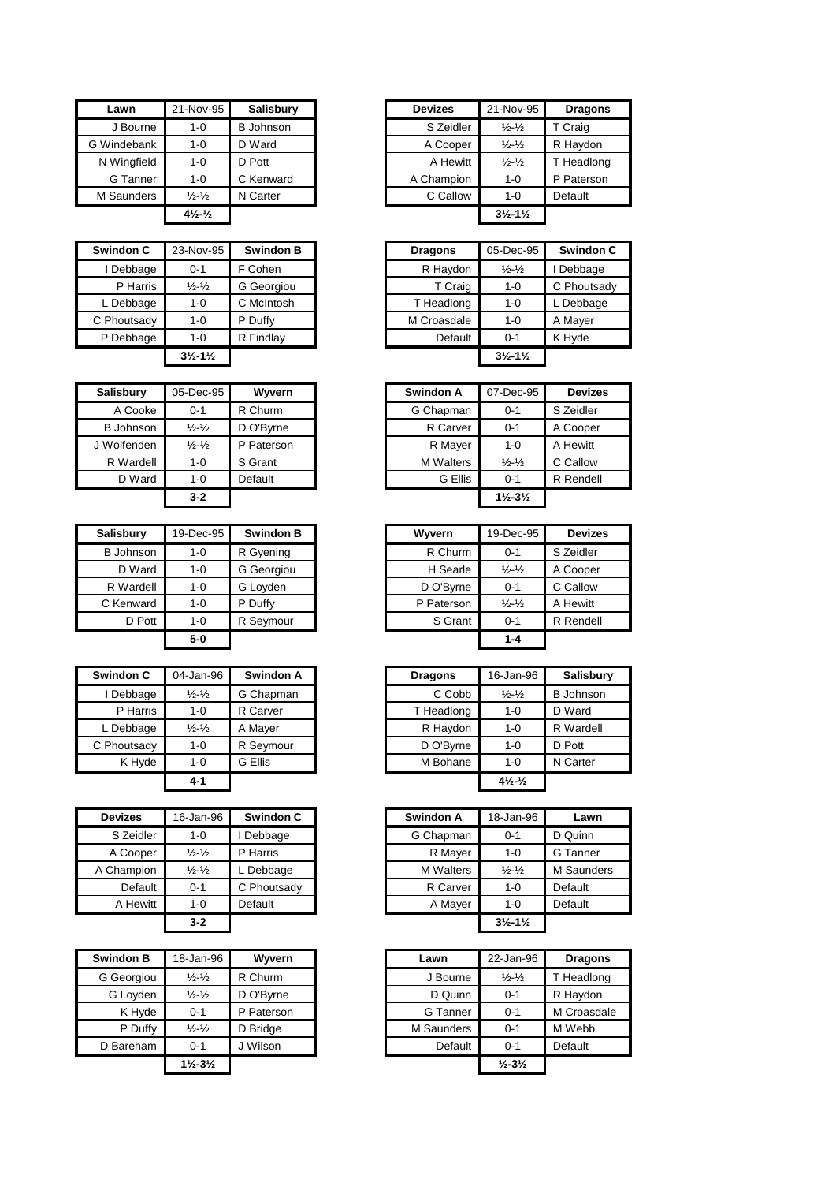| Lawn | 21-Nov-95 | Salisbury |
|---|---|---|
| J Bourne | 1-0 | B Johnson |
| G Windebank | 1-0 | D Ward |
| N Wingfield | 1-0 | D Pott |
| G Tanner | 1-0 | C Kenward |
| M Saunders | ½-½ | N Carter |
| | 4½-½ | |

| Devizes | 21-Nov-95 | Dragons |
|---|---|---|
| S Zeidler | ½-½ | T Craig |
| A Cooper | ½-½ | R Haydon |
| A Hewitt | ½-½ | T Headlong |
| A Champion | 1-0 | P Paterson |
| C Callow | 1-0 | Default |
| | 3½-1½ | |

| Swindon C | 23-Nov-95 | Swindon B |
|---|---|---|
| I Debbage | 0-1 | F Cohen |
| P Harris | ½-½ | G Georgiou |
| L Debbage | 1-0 | C McIntosh |
| C Phoutsady | 1-0 | P Duffy |
| P Debbage | 1-0 | R Findlay |
| | 3½-1½ | |

| Dragons | 05-Dec-95 | Swindon C |
|---|---|---|
| R Haydon | ½-½ | I Debbage |
| T Craig | 1-0 | C Phoutsady |
| T Headlong | 1-0 | L Debbage |
| M Croasdale | 1-0 | A Mayer |
| Default | 0-1 | K Hyde |
| | 3½-1½ | |

| Salisbury | 05-Dec-95 | Wyvern |
|---|---|---|
| A Cooke | 0-1 | R Churm |
| B Johnson | ½-½ | D O'Byrne |
| J Wolfenden | ½-½ | P Paterson |
| R Wardell | 1-0 | S Grant |
| D Ward | 1-0 | Default |
| | 3-2 | |

| Swindon A | 07-Dec-95 | Devizes |
|---|---|---|
| G Chapman | 0-1 | S Zeidler |
| R Carver | 0-1 | A Cooper |
| R Mayer | 1-0 | A Hewitt |
| M Walters | ½-½ | C Callow |
| G Ellis | 0-1 | R Rendell |
| | 1½-3½ | |

| Salisbury | 19-Dec-95 | Swindon B |
|---|---|---|
| B Johnson | 1-0 | R Gyening |
| D Ward | 1-0 | G Georgiou |
| R Wardell | 1-0 | G Loyden |
| C Kenward | 1-0 | P Duffy |
| D Pott | 1-0 | R Seymour |
| | 5-0 | |

| Wyvern | 19-Dec-95 | Devizes |
|---|---|---|
| R Churm | 0-1 | S Zeidler |
| H Searle | ½-½ | A Cooper |
| D O'Byrne | 0-1 | C Callow |
| P Paterson | ½-½ | A Hewitt |
| S Grant | 0-1 | R Rendell |
| | 1-4 | |

| Swindon C | 04-Jan-96 | Swindon A |
|---|---|---|
| I Debbage | ½-½ | G Chapman |
| P Harris | 1-0 | R Carver |
| L Debbage | ½-½ | A Mayer |
| C Phoutsady | 1-0 | R Seymour |
| K Hyde | 1-0 | G Ellis |
| | 4-1 | |

| Dragons | 16-Jan-96 | Salisbury |
|---|---|---|
| C Cobb | ½-½ | B Johnson |
| T Headlong | 1-0 | D Ward |
| R Haydon | 1-0 | R Wardell |
| D O'Byrne | 1-0 | D Pott |
| M Bohane | 1-0 | N Carter |
| | 4½-½ | |

| Devizes | 16-Jan-96 | Swindon C |
|---|---|---|
| S Zeidler | 1-0 | I Debbage |
| A Cooper | ½-½ | P Harris |
| A Champion | ½-½ | L Debbage |
| Default | 0-1 | C Phoutsady |
| A Hewitt | 1-0 | Default |
| | 3-2 | |

| Swindon A | 18-Jan-96 | Lawn |
|---|---|---|
| G Chapman | 0-1 | D Quinn |
| R Mayer | 1-0 | G Tanner |
| M Walters | ½-½ | M Saunders |
| R Carver | 1-0 | Default |
| A Mayer | 1-0 | Default |
| | 3½-1½ | |

| Swindon B | 18-Jan-96 | Wyvern |
|---|---|---|
| G Georgiou | ½-½ | R Churm |
| G Loyden | ½-½ | D O'Byrne |
| K Hyde | 0-1 | P Paterson |
| P Duffy | ½-½ | D Bridge |
| D Bareham | 0-1 | J Wilson |
| | 1½-3½ | |

| Lawn | 22-Jan-96 | Dragons |
|---|---|---|
| J Bourne | ½-½ | T Headlong |
| D Quinn | 0-1 | R Haydon |
| G Tanner | 0-1 | M Croasdale |
| M Saunders | 0-1 | M Webb |
| Default | 0-1 | Default |
| | ½-3½ | |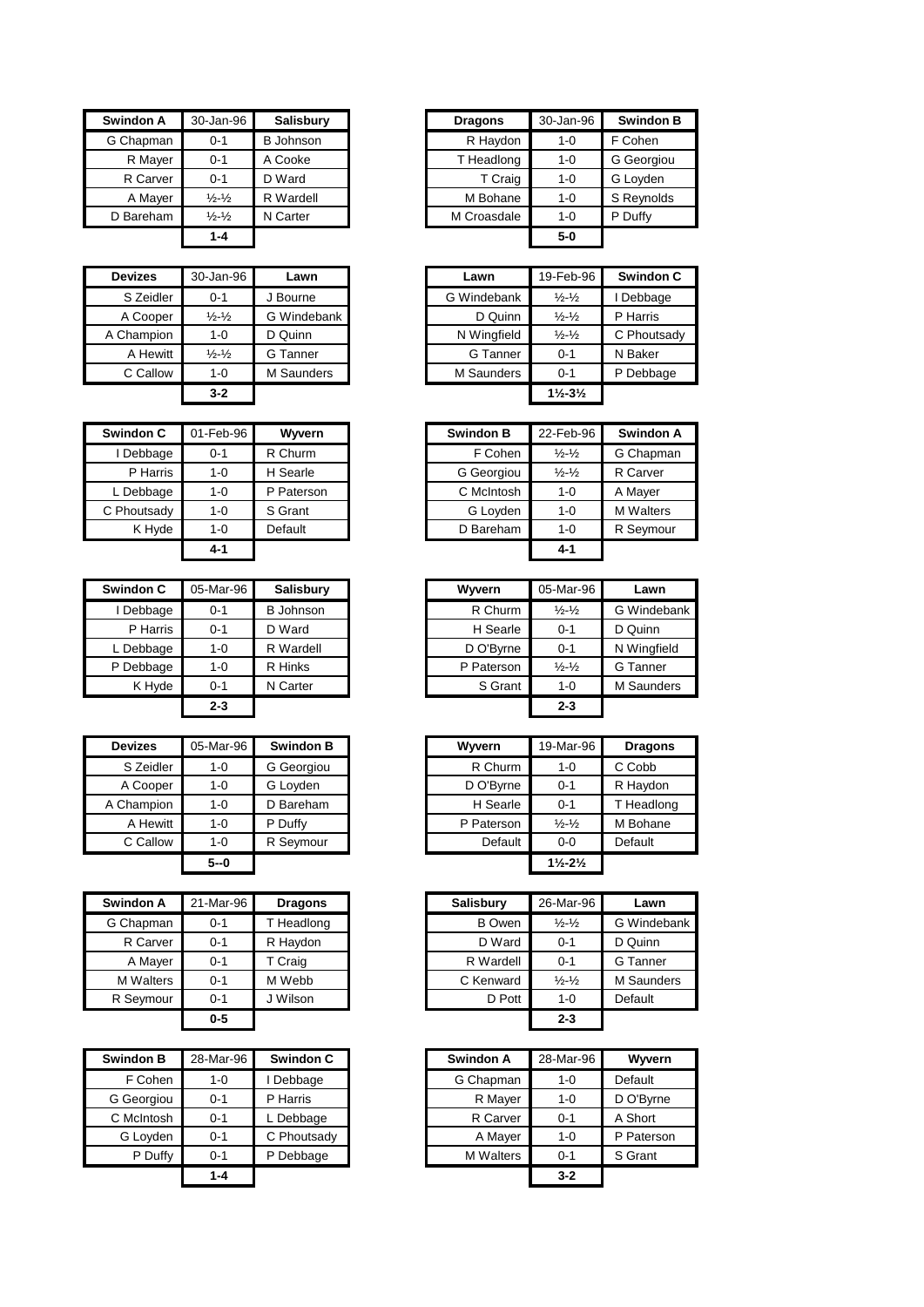| Swindon A | 30-Jan-96 | Salisbury |
|---|---|---|
| G Chapman | 0-1 | B Johnson |
| R Mayer | 0-1 | A Cooke |
| R Carver | 0-1 | D Ward |
| A Mayer | ½-½ | R Wardell |
| D Bareham | ½-½ | N Carter |
| | **1-4** | |

| Dragons | 30-Jan-96 | Swindon B |
|---|---|---|
| R Haydon | 1-0 | F Cohen |
| T Headlong | 1-0 | G Georgiou |
| T Craig | 1-0 | G Loyden |
| M Bohane | 1-0 | S Reynolds |
| M Croasdale | 1-0 | P Duffy |
| | **5-0** | |

| Devizes | 30-Jan-96 | Lawn |
|---|---|---|
| S Zeidler | 0-1 | J Bourne |
| A Cooper | ½-½ | G Windebank |
| A Champion | 1-0 | D Quinn |
| A Hewitt | ½-½ | G Tanner |
| C Callow | 1-0 | M Saunders |
| | **3-2** | |

| Lawn | 19-Feb-96 | Swindon C |
|---|---|---|
| G Windebank | ½-½ | I Debbage |
| D Quinn | ½-½ | P Harris |
| N Wingfield | ½-½ | C Phoutsady |
| G Tanner | 0-1 | N Baker |
| M Saunders | 0-1 | P Debbage |
| | **1½-3½** | |

| Swindon C | 01-Feb-96 | Wyvern |
|---|---|---|
| I Debbage | 0-1 | R Churm |
| P Harris | 1-0 | H Searle |
| L Debbage | 1-0 | P Paterson |
| C Phoutsady | 1-0 | S Grant |
| K Hyde | 1-0 | Default |
| | **4-1** | |

| Swindon B | 22-Feb-96 | Swindon A |
|---|---|---|
| F Cohen | ½-½ | G Chapman |
| G Georgiou | ½-½ | R Carver |
| C McIntosh | 1-0 | A Mayer |
| G Loyden | 1-0 | M Walters |
| D Bareham | 1-0 | R Seymour |
| | **4-1** | |

| Swindon C | 05-Mar-96 | Salisbury |
|---|---|---|
| I Debbage | 0-1 | B Johnson |
| P Harris | 0-1 | D Ward |
| L Debbage | 1-0 | R Wardell |
| P Debbage | 1-0 | R Hinks |
| K Hyde | 0-1 | N Carter |
| | **2-3** | |

| Wyvern | 05-Mar-96 | Lawn |
|---|---|---|
| R Churm | ½-½ | G Windebank |
| H Searle | 0-1 | D Quinn |
| D O'Byrne | 0-1 | N Wingfield |
| P Paterson | ½-½ | G Tanner |
| S Grant | 1-0 | M Saunders |
| | **2-3** | |

| Devizes | 05-Mar-96 | Swindon B |
|---|---|---|
| S Zeidler | 1-0 | G Georgiou |
| A Cooper | 1-0 | G Loyden |
| A Champion | 1-0 | D Bareham |
| A Hewitt | 1-0 | P Duffy |
| C Callow | 1-0 | R Seymour |
| | **5--0** | |

| Wyvern | 19-Mar-96 | Dragons |
|---|---|---|
| R Churm | 1-0 | C Cobb |
| D O'Byrne | 0-1 | R Haydon |
| H Searle | 0-1 | T Headlong |
| P Paterson | ½-½ | M Bohane |
| Default | 0-0 | Default |
| | **1½-2½** | |

| Swindon A | 21-Mar-96 | Dragons |
|---|---|---|
| G Chapman | 0-1 | T Headlong |
| R Carver | 0-1 | R Haydon |
| A Mayer | 0-1 | T Craig |
| M Walters | 0-1 | M Webb |
| R Seymour | 0-1 | J Wilson |
| | **0-5** | |

| Salisbury | 26-Mar-96 | Lawn |
|---|---|---|
| B Owen | ½-½ | G Windebank |
| D Ward | 0-1 | D Quinn |
| R Wardell | 0-1 | G Tanner |
| C Kenward | ½-½ | M Saunders |
| D Pott | 1-0 | Default |
| | **2-3** | |

| Swindon B | 28-Mar-96 | Swindon C |
|---|---|---|
| F Cohen | 1-0 | I Debbage |
| G Georgiou | 0-1 | P Harris |
| C McIntosh | 0-1 | L Debbage |
| G Loyden | 0-1 | C Phoutsady |
| P Duffy | 0-1 | P Debbage |
| | **1-4** | |

| Swindon A | 28-Mar-96 | Wyvern |
|---|---|---|
| G Chapman | 1-0 | Default |
| R Mayer | 1-0 | D O'Byrne |
| R Carver | 0-1 | A Short |
| A Mayer | 1-0 | P Paterson |
| M Walters | 0-1 | S Grant |
| | **3-2** | |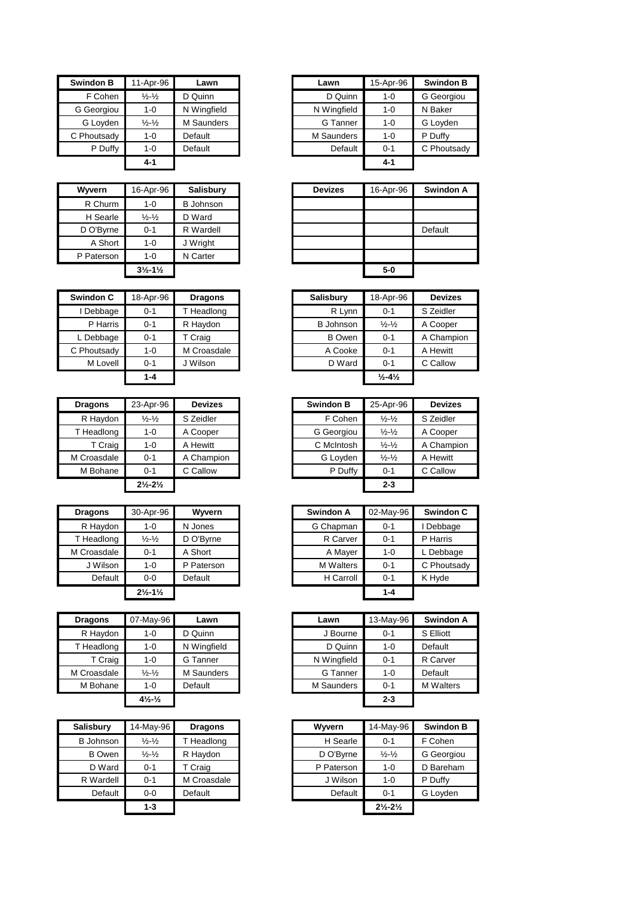| Swindon B | 11-Apr-96 | Lawn |
|---|---|---|
| F Cohen | ½-½ | D Quinn |
| G Georgiou | 1-0 | N Wingfield |
| G Loyden | ½-½ | M Saunders |
| C Phoutsady | 1-0 | Default |
| P Duffy | 1-0 | Default |
| | **4-1** | |

| Lawn | 15-Apr-96 | Swindon B |
|---|---|---|
| D Quinn | 1-0 | G Georgiou |
| N Wingfield | 1-0 | N Baker |
| G Tanner | 1-0 | G Loyden |
| M Saunders | 1-0 | P Duffy |
| Default | 0-1 | C Phoutsady |
| | **4-1** | |

| Wyvern | 16-Apr-96 | Salisbury |
|---|---|---|
| R Churm | 1-0 | B Johnson |
| H Searle | ½-½ | D Ward |
| D O'Byrne | 0-1 | R Wardell |
| A Short | 1-0 | J Wright |
| P Paterson | 1-0 | N Carter |
| | **3½-1½** | |

| Devizes | 16-Apr-96 | Swindon A |
|---|---|---|
| | | |
| | | |
| | | Default |
| | | |
| | | |
| | **5-0** | |

| Swindon C | 18-Apr-96 | Dragons |
|---|---|---|
| I Debbage | 0-1 | T Headlong |
| P Harris | 0-1 | R Haydon |
| L Debbage | 0-1 | T Craig |
| C Phoutsady | 1-0 | M Croasdale |
| M Lovell | 0-1 | J Wilson |
| | **1-4** | |

| Salisbury | 18-Apr-96 | Devizes |
|---|---|---|
| R Lynn | 0-1 | S Zeidler |
| B Johnson | ½-½ | A Cooper |
| B Owen | 0-1 | A Champion |
| A Cooke | 0-1 | A Hewitt |
| D Ward | 0-1 | C Callow |
| | **½-4½** | |

| Dragons | 23-Apr-96 | Devizes |
|---|---|---|
| R Haydon | ½-½ | S Zeidler |
| T Headlong | 1-0 | A Cooper |
| T Craig | 1-0 | A Hewitt |
| M Croasdale | 0-1 | A Champion |
| M Bohane | 0-1 | C Callow |
| | **2½-2½** | |

| Swindon B | 25-Apr-96 | Devizes |
|---|---|---|
| F Cohen | ½-½ | S Zeidler |
| G Georgiou | ½-½ | A Cooper |
| C McIntosh | ½-½ | A Champion |
| G Loyden | ½-½ | A Hewitt |
| P Duffy | 0-1 | C Callow |
| | **2-3** | |

| Dragons | 30-Apr-96 | Wyvern |
|---|---|---|
| R Haydon | 1-0 | N Jones |
| T Headlong | ½-½ | D O'Byrne |
| M Croasdale | 0-1 | A Short |
| J Wilson | 1-0 | P Paterson |
| Default | 0-0 | Default |
| | **2½-1½** | |

| Swindon A | 02-May-96 | Swindon C |
|---|---|---|
| G Chapman | 0-1 | I Debbage |
| R Carver | 0-1 | P Harris |
| A Mayer | 1-0 | L Debbage |
| M Walters | 0-1 | C Phoutsady |
| H Carroll | 0-1 | K Hyde |
| | **1-4** | |

| Dragons | 07-May-96 | Lawn |
|---|---|---|
| R Haydon | 1-0 | D Quinn |
| T Headlong | 1-0 | N Wingfield |
| T Craig | 1-0 | G Tanner |
| M Croasdale | ½-½ | M Saunders |
| M Bohane | 1-0 | Default |
| | **4½-½** | |

| Lawn | 13-May-96 | Swindon A |
|---|---|---|
| J Bourne | 0-1 | S Elliott |
| D Quinn | 1-0 | Default |
| N Wingfield | 0-1 | R Carver |
| G Tanner | 1-0 | Default |
| M Saunders | 0-1 | M Walters |
| | **2-3** | |

| Salisbury | 14-May-96 | Dragons |
|---|---|---|
| B Johnson | ½-½ | T Headlong |
| B Owen | ½-½ | R Haydon |
| D Ward | 0-1 | T Craig |
| R Wardell | 0-1 | M Croasdale |
| Default | 0-0 | Default |
| | **1-3** | |

| Wyvern | 14-May-96 | Swindon B |
|---|---|---|
| H Searle | 0-1 | F Cohen |
| D O'Byrne | ½-½ | G Georgiou |
| P Paterson | 1-0 | D Bareham |
| J Wilson | 1-0 | P Duffy |
| Default | 0-1 | G Loyden |
| | **2½-2½** | |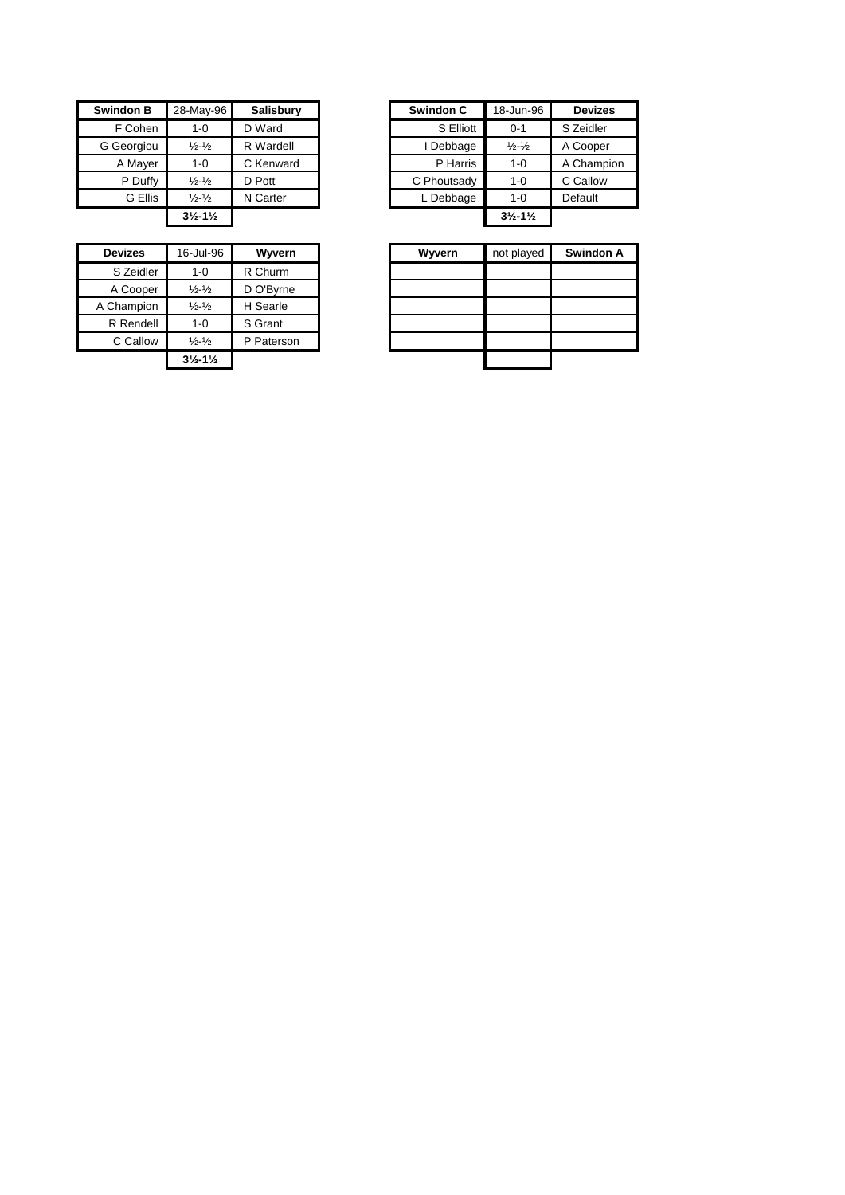| Swindon B | 28-May-96 | Salisbury |
|---|---|---|
| F Cohen | 1-0 | D Ward |
| G Georgiou | ½-½ | R Wardell |
| A Mayer | 1-0 | C Kenward |
| P Duffy | ½-½ | D Pott |
| G Ellis | ½-½ | N Carter |
| | **3½-1½** | |

| Swindon C | 18-Jun-96 | Devizes |
|---|---|---|
| S Elliott | 0-1 | S Zeidler |
| I Debbage | ½-½ | A Cooper |
| P Harris | 1-0 | A Champion |
| C Phoutsady | 1-0 | C Callow |
| L Debbage | 1-0 | Default |
| | **3½-1½** | |

| Devizes | 16-Jul-96 | Wyvern |
|---|---|---|
| S Zeidler | 1-0 | R Churm |
| A Cooper | ½-½ | D O'Byrne |
| A Champion | ½-½ | H Searle |
| R Rendell | 1-0 | S Grant |
| C Callow | ½-½ | P Paterson |
| | **3½-1½** | |

| Wyvern | not played | Swindon A |
|---|---|---|
| | | |
| | | |
| | | |
| | | |
| | | |
| | | |